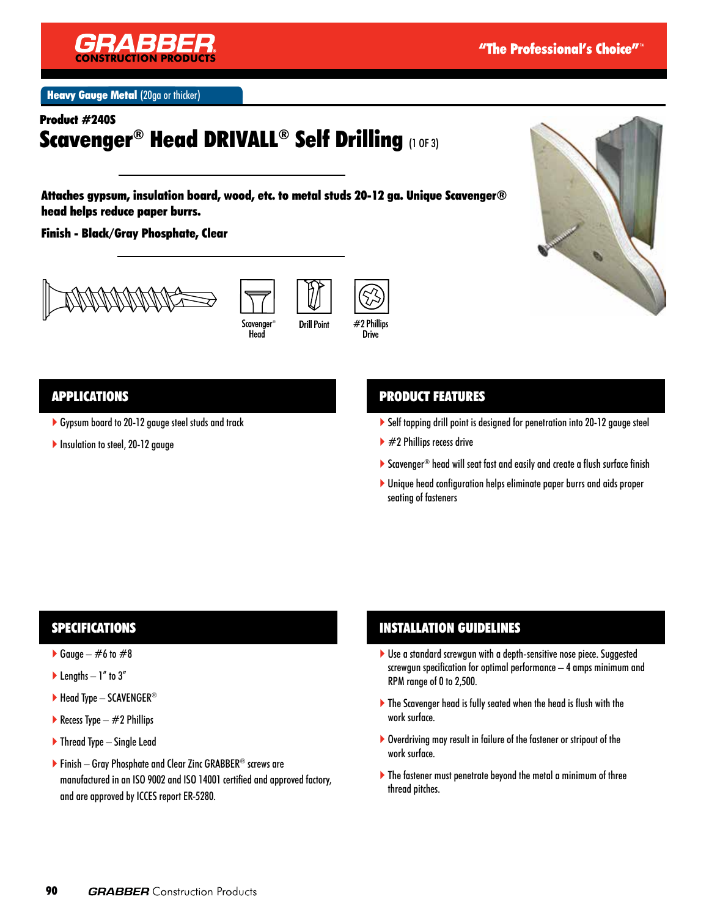GRABBER CONSTRUCTION PRODUCTS

"The Professional's Choice"™

**Heavy Gauge Metal** (20ga or thicker)

## Product #240S

# Scavenger® Head DRIVALL® Self Drilling (1 OF 3)

**Attaches gypsum, insulation board, wood, etc. to metal studs 20-12 ga. Unique Scavenger® head helps reduce paper burrs.**

**Finish - Black/Gray Phosphate, Clear**

Scavenger® Head | Drill Point | #2 Phillips Drive

## APPLICATIONS

- Gypsum board to 20-12 gauge steel studs and track
- Insulation to steel, 20-12 gauge

## PRODUCT FEATURES

- Self tapping drill point is designed for penetration into 20-12 gauge steel
- #2 Phillips recess drive
- Scavenger® head will seat fast and easily and create a flush surface finish
- Unique head configuration helps eliminate paper burrs and aids proper seating of fasteners

## SPECIFICATIONS

- Gauge – #6 to #8
- Lengths – 1" to 3"
- Head Type – SCAVENGER®
- Recess Type – #2 Phillips
- Thread Type – Single Lead
- Finish – Gray Phosphate and Clear Zinc GRABBER® screws are manufactured in an ISO 9002 and ISO 14001 certified and approved factory, and are approved by ICCES report ER-5280.

## INSTALLATION GUIDELINES

- Use a standard screwgun with a depth-sensitive nose piece. Suggested screwgun specification for optimal performance – 4 amps minimum and RPM range of 0 to 2,500.
- The Scavenger head is fully seated when the head is flush with the work surface.
- Overdriving may result in failure of the fastener or stripout of the work surface.
- The fastener must penetrate beyond the metal a minimum of three thread pitches.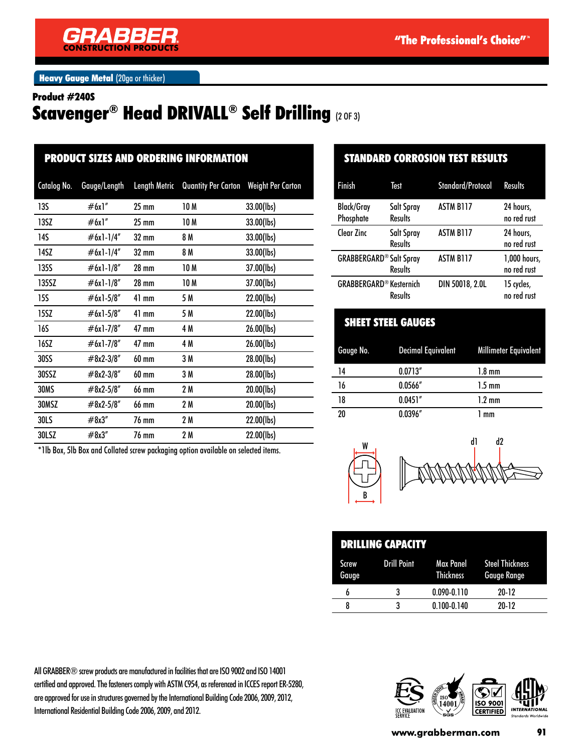GRABBER CONSTRUCTION PRODUCTS

"The Professional's Choice"™

**Heavy Gauge Metal** (20ga or thicker)

**Product #240S**

# Scavenger® Head DRIVALL® Self Drilling (2 OF 3)

## PRODUCT SIZES AND ORDERING INFORMATION

| Catalog No. | Gauge/Length | Length Metric | Quantity Per Carton | Weight Per Carton |
|---|---|---|---|---|
| 13S | #6x1" | 25 mm | 10 M | 33.00(lbs) |
| 13SZ | #6x1" | 25 mm | 10 M | 33.00(lbs) |
| 14S | #6x1-1/4" | 32 mm | 8 M | 33.00(lbs) |
| 14SZ | #6x1-1/4" | 32 mm | 8 M | 33.00(lbs) |
| 135S | #6x1-1/8" | 28 mm | 10 M | 37.00(lbs) |
| 135SZ | #6x1-1/8" | 28 mm | 10 M | 37.00(lbs) |
| 15S | #6x1-5/8" | 41 mm | 5 M | 22.00(lbs) |
| 15SZ | #6x1-5/8" | 41 mm | 5 M | 22.00(lbs) |
| 16S | #6x1-7/8" | 47 mm | 4 M | 26.00(lbs) |
| 16SZ | #6x1-7/8" | 47 mm | 4 M | 26.00(lbs) |
| 30SS | #8x2-3/8" | 60 mm | 3 M | 28.00(lbs) |
| 30SSZ | #8x2-3/8" | 60 mm | 3 M | 28.00(lbs) |
| 30MS | #8x2-5/8" | 66 mm | 2 M | 20.00(lbs) |
| 30MSZ | #8x2-5/8" | 66 mm | 2 M | 20.00(lbs) |
| 30LS | #8x3" | 76 mm | 2 M | 22.00(lbs) |
| 30LSZ | #8x3" | 76 mm | 2 M | 22.00(lbs) |

*1lb Box, 5lb Box and Collated screw packaging option available on selected items.

## STANDARD CORROSION TEST RESULTS

| Finish | Test | Standard/Protocol | Results |
|---|---|---|---|
| Black/Gray Phosphate | Salt Spray Results | ASTM B117 | 24 hours, no red rust |
| Clear Zinc | Salt Spray Results | ASTM B117 | 24 hours, no red rust |
| GRABBERGARD® | Salt Spray Results | ASTM B117 | 1,000 hours, no red rust |
| GRABBERGARD® | Kesternich Results | DIN 50018, 2.0L | 15 cycles, no red rust |

## SHEET STEEL GAUGES

| Gauge No. | Decimal Equivalent | Millimeter Equivalent |
|---|---|---|
| 14 | 0.0713" | 1.8 mm |
| 16 | 0.0566" | 1.5 mm |
| 18 | 0.0451" | 1.2 mm |
| 20 | 0.0396" | 1 mm |

W B d1 d2

## DRILLING CAPACITY

| Screw Gauge | Drill Point | Max Panel Thickness | Steel Thickness Gauge Range |
|---|---|---|---|
| 6 | 3 | 0.090-0.110 | 20-12 |
| 8 | 3 | 0.100-0.140 | 20-12 |

All GRABBER® screw products are manufactured in facilities that are ISO 9002 and ISO 14001 certified and approved. The fasteners comply with ASTM C954, as referenced in ICCES report ER-5280, are approved for use in structures governed by the International Building Code 2006, 2009, 2012, International Residential Building Code 2006, 2009, and 2012.

ICC EVALUATION SERVICE · ISO 14001 · ISO 9001 CERTIFIED · ASTM INTERNATIONAL Standards Worldwide

www.grabberman.com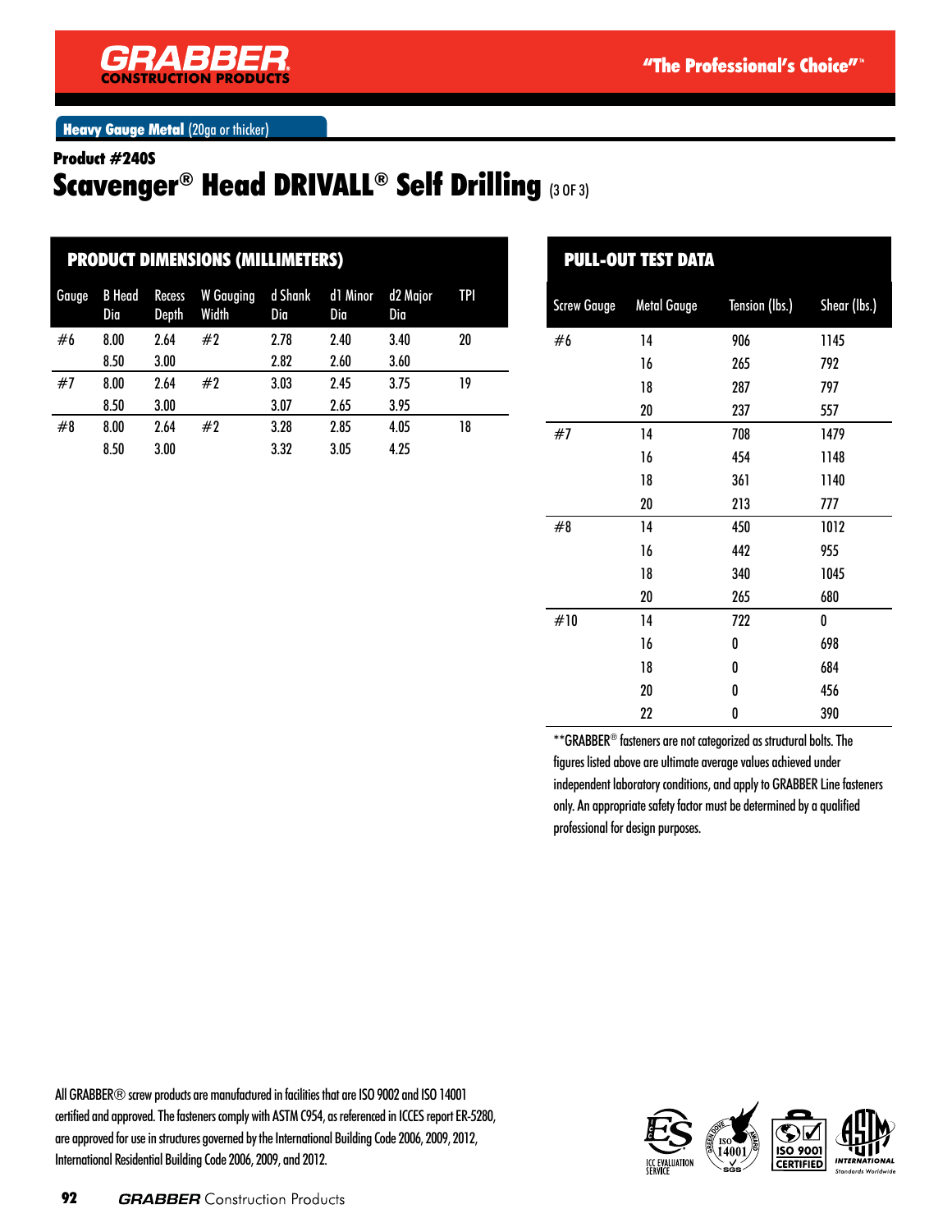**Heavy Gauge Metal** (20ga or thicker)

**Product #240S**

# Scavenger® Head DRIVALL® Self Drilling (3 OF 3)

## PRODUCT DIMENSIONS (MILLIMETERS)

| Gauge | B Head Dia | Recess Depth | W Gauging Width | d Shank Dia | d1 Minor Dia | d2 Major Dia | TPI |
|---|---|---|---|---|---|---|---|
| #6 | 8.00 | 2.64 | #2 | 2.78 | 2.40 | 3.40 | 20 |
| | 8.50 | 3.00 | | 2.82 | 2.60 | 3.60 | |
| #7 | 8.00 | 2.64 | #2 | 3.03 | 2.45 | 3.75 | 19 |
| | 8.50 | 3.00 | | 3.07 | 2.65 | 3.95 | |
| #8 | 8.00 | 2.64 | #2 | 3.28 | 2.85 | 4.05 | 18 |
| | 8.50 | 3.00 | | 3.32 | 3.05 | 4.25 | |

## PULL-OUT TEST DATA

| Screw Gauge | Metal Gauge | Tension (lbs.) | Shear (lbs.) |
|---|---|---|---|
| #6 | 14 | 906 | 1145 |
| | 16 | 265 | 792 |
| | 18 | 287 | 797 |
| | 20 | 237 | 557 |
| #7 | 14 | 708 | 1479 |
| | 16 | 454 | 1148 |
| | 18 | 361 | 1140 |
| | 20 | 213 | 777 |
| #8 | 14 | 450 | 1012 |
| | 16 | 442 | 955 |
| | 18 | 340 | 1045 |
| | 20 | 265 | 680 |
| #10 | 14 | 722 | 0 |
| | 16 | 0 | 698 |
| | 18 | 0 | 684 |
| | 20 | 0 | 456 |
| | 22 | 0 | 390 |

**GRABBER® fasteners are not categorized as structural bolts. The figures listed above are ultimate average values achieved under independent laboratory conditions, and apply to GRABBER Line fasteners only. An appropriate safety factor must be determined by a qualified professional for design purposes.

All GRABBER® screw products are manufactured in facilities that are ISO 9002 and ISO 14001 certified and approved. The fasteners comply with ASTM C954, as referenced in ICCES report ER-5280, are approved for use in structures governed by the International Building Code 2006, 2009, 2012, International Residential Building Code 2006, 2009, and 2012.